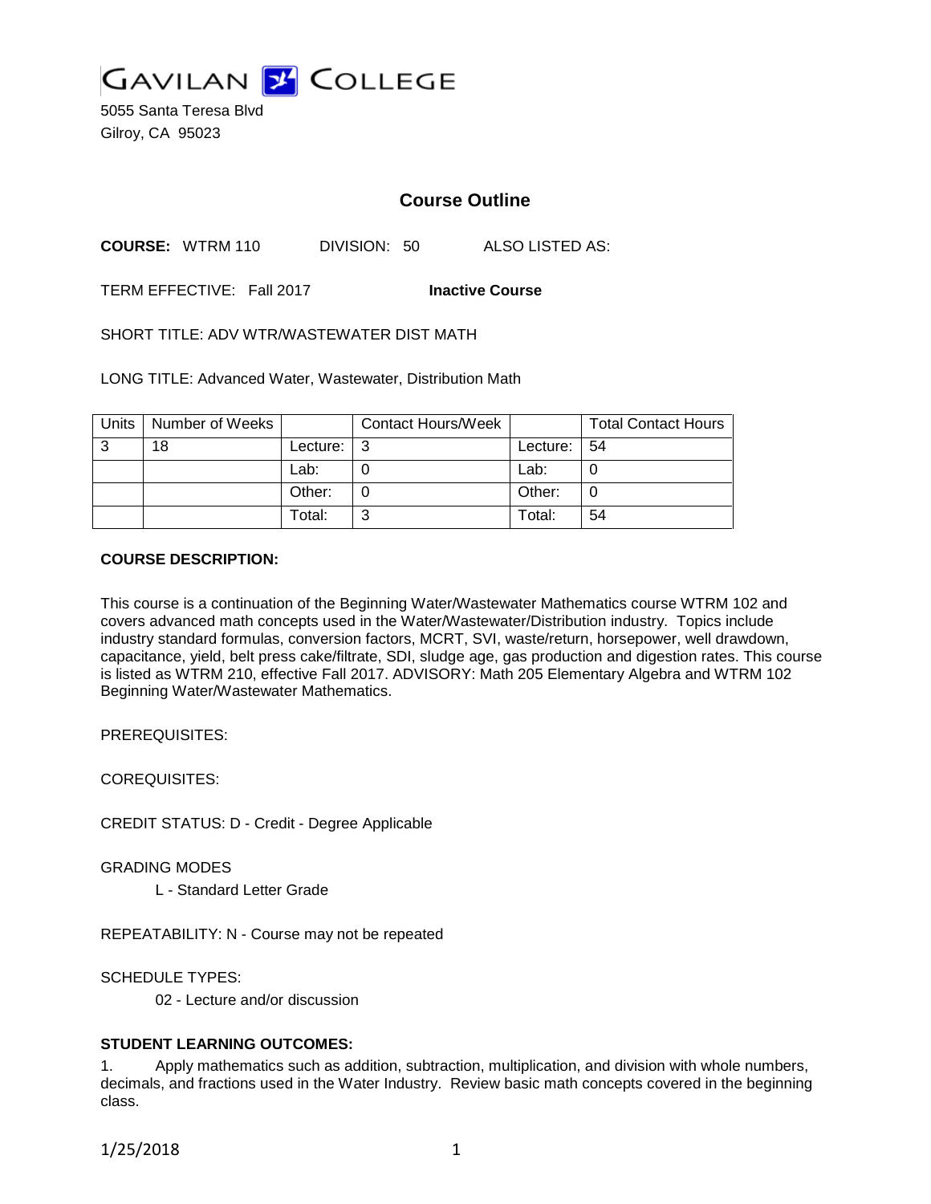GAVILAN COLLEGE

5055 Santa Teresa Blvd
Gilroy, CA 95023

# Course Outline

**COURSE:** WTRM 110 DIVISION: 50 ALSO LISTED AS:

TERM EFFECTIVE: Fall 2017 **Inactive Course**

SHORT TITLE: ADV WTR/WASTEWATER DIST MATH

LONG TITLE: Advanced Water, Wastewater, Distribution Math

| Units | Number of Weeks | | Contact Hours/Week | | Total Contact Hours |
|---|---|---|---|---|---|
| 3 | 18 | Lecture: | 3 | Lecture: | 54 |
| | | Lab: | 0 | Lab: | 0 |
| | | Other: | 0 | Other: | 0 |
| | | Total: | 3 | Total: | 54 |

**COURSE DESCRIPTION:**

This course is a continuation of the Beginning Water/Wastewater Mathematics course WTRM 102 and covers advanced math concepts used in the Water/Wastewater/Distribution industry. Topics include industry standard formulas, conversion factors, MCRT, SVI, waste/return, horsepower, well drawdown, capacitance, yield, belt press cake/filtrate, SDI, sludge age, gas production and digestion rates. This course is listed as WTRM 210, effective Fall 2017. ADVISORY: Math 205 Elementary Algebra and WTRM 102 Beginning Water/Wastewater Mathematics.

PREREQUISITES:

COREQUISITES:

CREDIT STATUS: D - Credit - Degree Applicable

GRADING MODES

L - Standard Letter Grade

REPEATABILITY: N - Course may not be repeated

SCHEDULE TYPES:

02 - Lecture and/or discussion

**STUDENT LEARNING OUTCOMES:**

1. Apply mathematics such as addition, subtraction, multiplication, and division with whole numbers, decimals, and fractions used in the Water Industry. Review basic math concepts covered in the beginning class.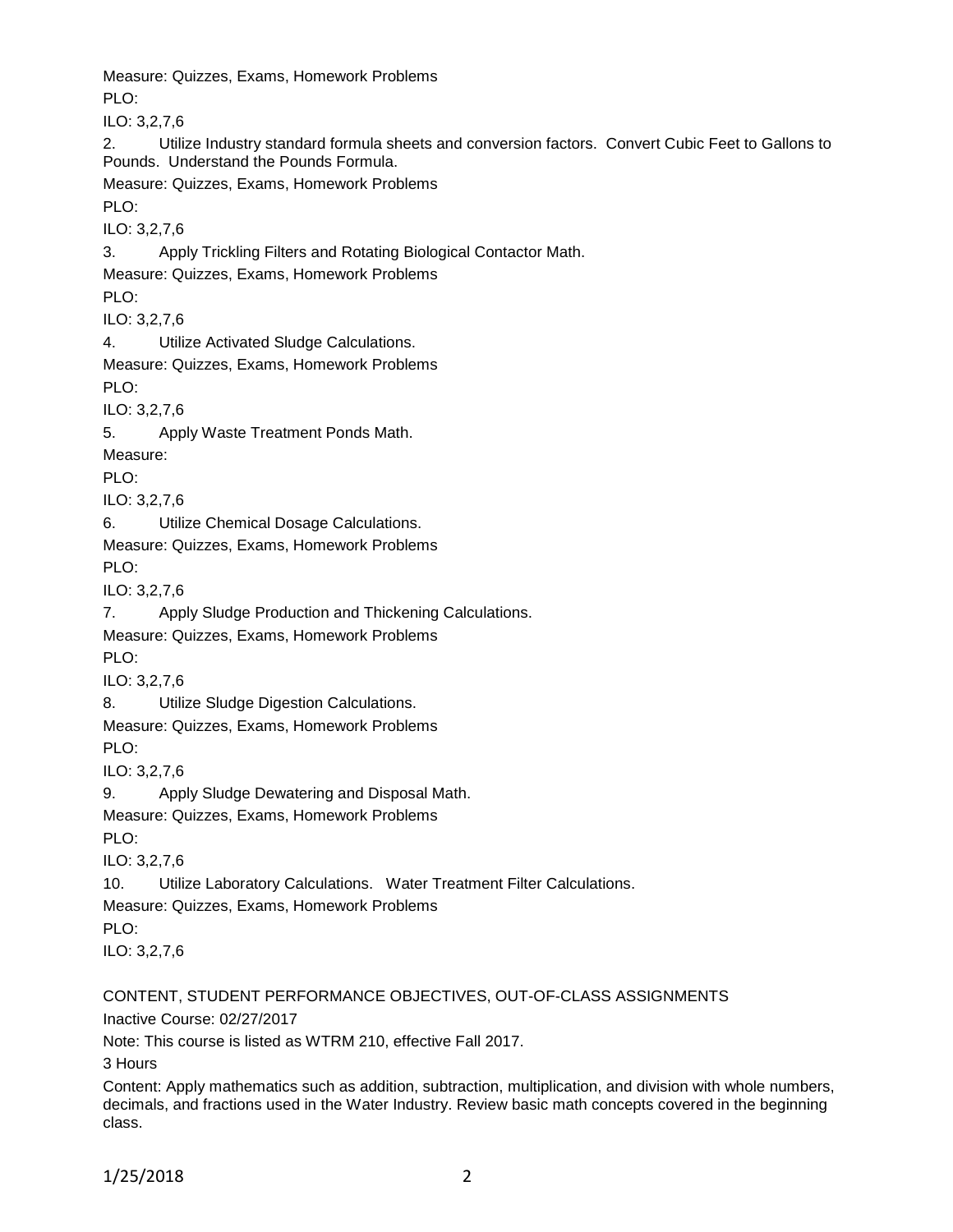Measure: Quizzes, Exams, Homework Problems

PLO:

ILO: 3,2,7,6

2. Utilize Industry standard formula sheets and conversion factors. Convert Cubic Feet to Gallons to Pounds. Understand the Pounds Formula.

Measure: Quizzes, Exams, Homework Problems

PLO:

ILO: 3,2,7,6

3. Apply Trickling Filters and Rotating Biological Contactor Math.

Measure: Quizzes, Exams, Homework Problems

PLO:

ILO: 3,2,7,6

4. Utilize Activated Sludge Calculations.

Measure: Quizzes, Exams, Homework Problems

PLO:

ILO: 3,2,7,6

5. Apply Waste Treatment Ponds Math.

Measure:

PLO:

ILO: 3,2,7,6

6. Utilize Chemical Dosage Calculations.

Measure: Quizzes, Exams, Homework Problems

PLO:

ILO: 3,2,7,6

7. Apply Sludge Production and Thickening Calculations.

Measure: Quizzes, Exams, Homework Problems

PLO:

ILO: 3,2,7,6

8. Utilize Sludge Digestion Calculations.

Measure: Quizzes, Exams, Homework Problems

PLO:

ILO: 3,2,7,6

9. Apply Sludge Dewatering and Disposal Math.

Measure: Quizzes, Exams, Homework Problems

PLO:

ILO: 3,2,7,6

10. Utilize Laboratory Calculations. Water Treatment Filter Calculations.

Measure: Quizzes, Exams, Homework Problems

PLO:

ILO: 3,2,7,6

CONTENT, STUDENT PERFORMANCE OBJECTIVES, OUT-OF-CLASS ASSIGNMENTS

Inactive Course: 02/27/2017

Note: This course is listed as WTRM 210, effective Fall 2017.

3 Hours

Content: Apply mathematics such as addition, subtraction, multiplication, and division with whole numbers, decimals, and fractions used in the Water Industry. Review basic math concepts covered in the beginning class.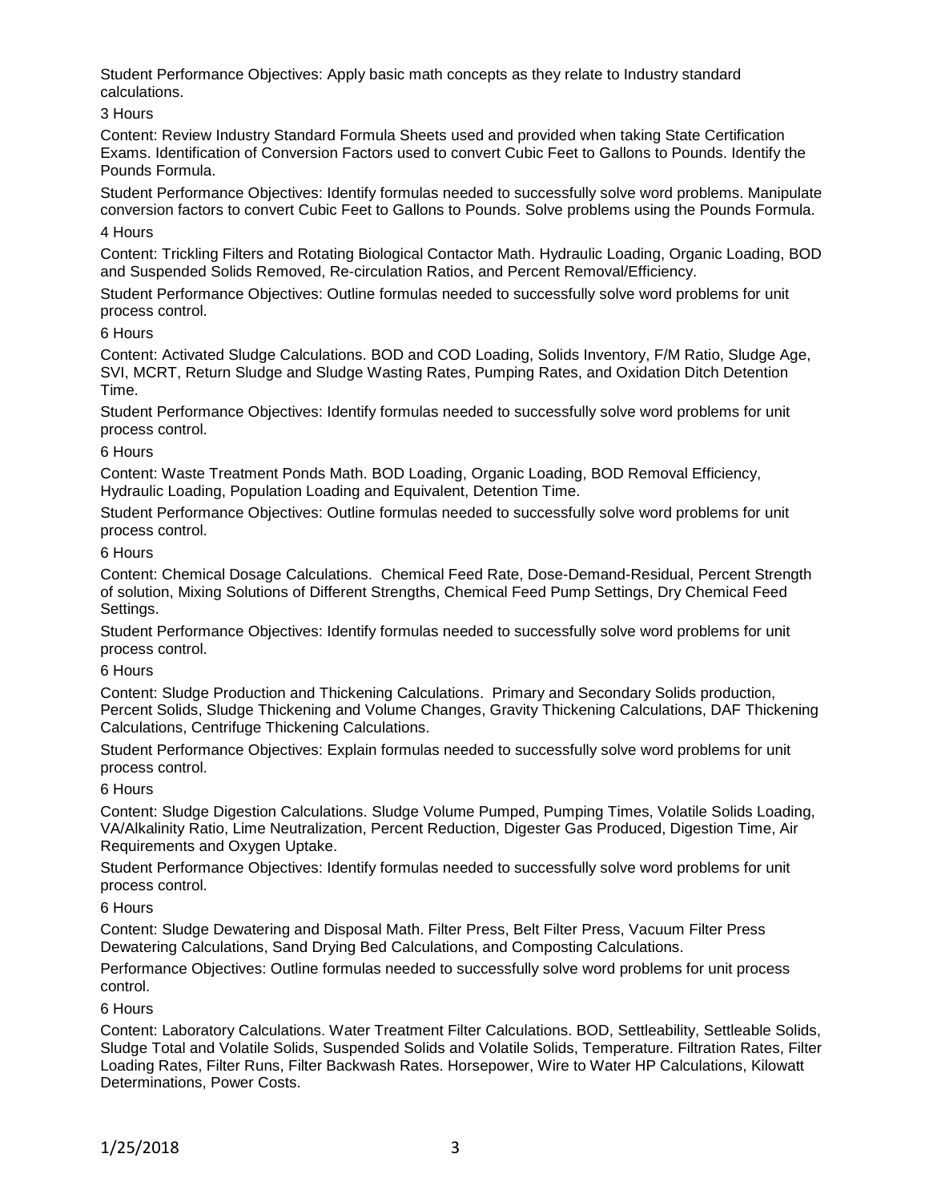Student Performance Objectives: Apply basic math concepts as they relate to Industry standard calculations.

3 Hours

Content: Review Industry Standard Formula Sheets used and provided when taking State Certification Exams. Identification of Conversion Factors used to convert Cubic Feet to Gallons to Pounds. Identify the Pounds Formula.

Student Performance Objectives: Identify formulas needed to successfully solve word problems. Manipulate conversion factors to convert Cubic Feet to Gallons to Pounds. Solve problems using the Pounds Formula.

4 Hours

Content: Trickling Filters and Rotating Biological Contactor Math. Hydraulic Loading, Organic Loading, BOD and Suspended Solids Removed, Re-circulation Ratios, and Percent Removal/Efficiency.

Student Performance Objectives: Outline formulas needed to successfully solve word problems for unit process control.

6 Hours

Content: Activated Sludge Calculations. BOD and COD Loading, Solids Inventory, F/M Ratio, Sludge Age, SVI, MCRT, Return Sludge and Sludge Wasting Rates, Pumping Rates, and Oxidation Ditch Detention Time.

Student Performance Objectives: Identify formulas needed to successfully solve word problems for unit process control.

6 Hours

Content: Waste Treatment Ponds Math. BOD Loading, Organic Loading, BOD Removal Efficiency, Hydraulic Loading, Population Loading and Equivalent, Detention Time.

Student Performance Objectives: Outline formulas needed to successfully solve word problems for unit process control.

6 Hours

Content: Chemical Dosage Calculations. Chemical Feed Rate, Dose-Demand-Residual, Percent Strength of solution, Mixing Solutions of Different Strengths, Chemical Feed Pump Settings, Dry Chemical Feed Settings.

Student Performance Objectives: Identify formulas needed to successfully solve word problems for unit process control.

6 Hours

Content: Sludge Production and Thickening Calculations. Primary and Secondary Solids production, Percent Solids, Sludge Thickening and Volume Changes, Gravity Thickening Calculations, DAF Thickening Calculations, Centrifuge Thickening Calculations.

Student Performance Objectives: Explain formulas needed to successfully solve word problems for unit process control.

6 Hours

Content: Sludge Digestion Calculations. Sludge Volume Pumped, Pumping Times, Volatile Solids Loading, VA/Alkalinity Ratio, Lime Neutralization, Percent Reduction, Digester Gas Produced, Digestion Time, Air Requirements and Oxygen Uptake.

Student Performance Objectives: Identify formulas needed to successfully solve word problems for unit process control.

6 Hours

Content: Sludge Dewatering and Disposal Math. Filter Press, Belt Filter Press, Vacuum Filter Press Dewatering Calculations, Sand Drying Bed Calculations, and Composting Calculations.

Performance Objectives: Outline formulas needed to successfully solve word problems for unit process control.

6 Hours

Content: Laboratory Calculations. Water Treatment Filter Calculations. BOD, Settleability, Settleable Solids, Sludge Total and Volatile Solids, Suspended Solids and Volatile Solids, Temperature. Filtration Rates, Filter Loading Rates, Filter Runs, Filter Backwash Rates. Horsepower, Wire to Water HP Calculations, Kilowatt Determinations, Power Costs.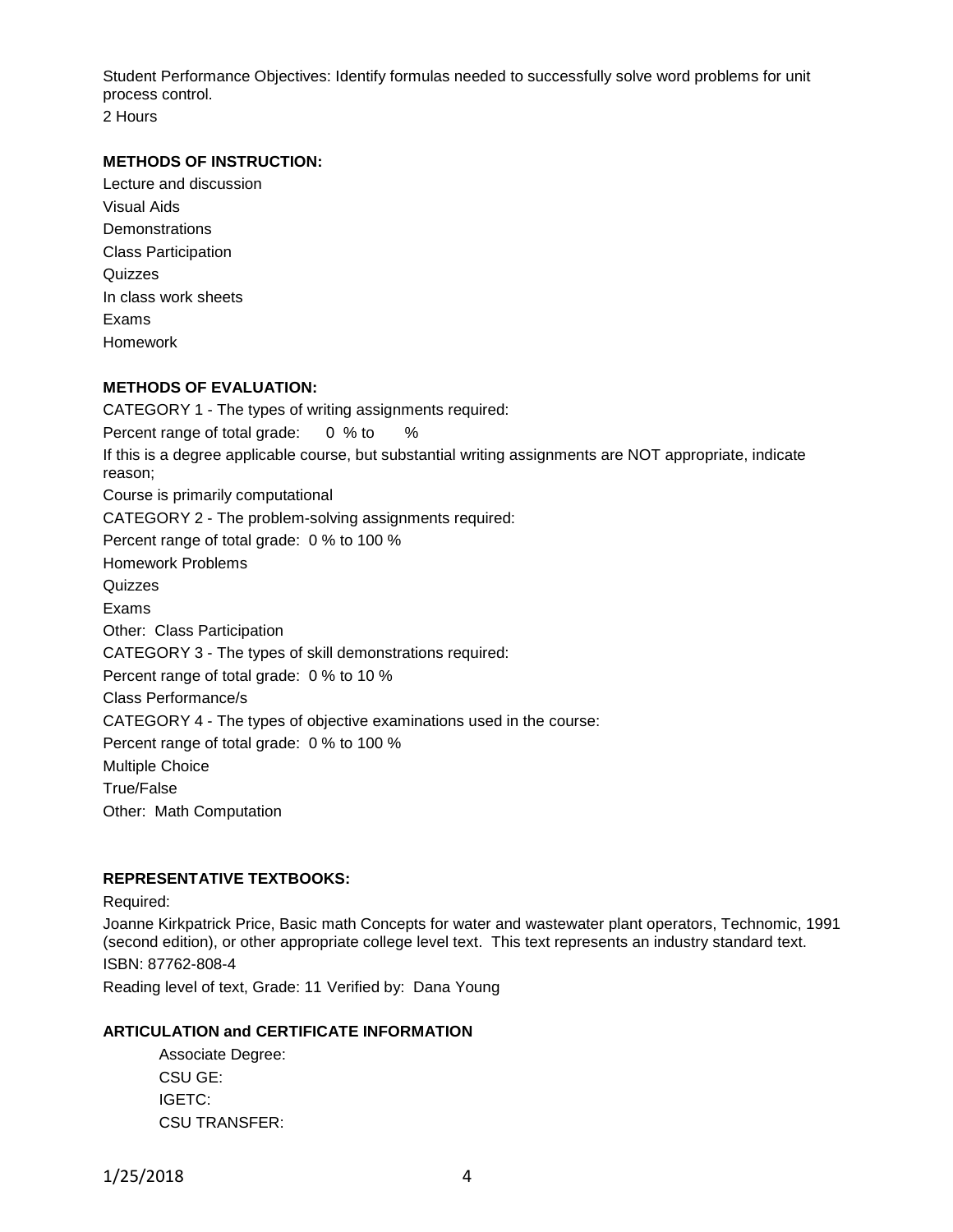Student Performance Objectives: Identify formulas needed to successfully solve word problems for unit process control.
2 Hours

**METHODS OF INSTRUCTION:**

Lecture and discussion
Visual Aids
Demonstrations
Class Participation
Quizzes
In class work sheets
Exams
Homework

**METHODS OF EVALUATION:**

CATEGORY 1 - The types of writing assignments required:
Percent range of total grade: 0 % to %
If this is a degree applicable course, but substantial writing assignments are NOT appropriate, indicate reason;
Course is primarily computational
CATEGORY 2 - The problem-solving assignments required:
Percent range of total grade: 0 % to 100 %
Homework Problems
Quizzes
Exams
Other: Class Participation
CATEGORY 3 - The types of skill demonstrations required:
Percent range of total grade: 0 % to 10 %
Class Performance/s
CATEGORY 4 - The types of objective examinations used in the course:
Percent range of total grade: 0 % to 100 %
Multiple Choice
True/False
Other: Math Computation

**REPRESENTATIVE TEXTBOOKS:**

Required:
Joanne Kirkpatrick Price, Basic math Concepts for water and wastewater plant operators, Technomic, 1991 (second edition), or other appropriate college level text. This text represents an industry standard text.
ISBN: 87762-808-4
Reading level of text, Grade: 11 Verified by: Dana Young

**ARTICULATION and CERTIFICATE INFORMATION**

Associate Degree:
CSU GE:
IGETC:
CSU TRANSFER: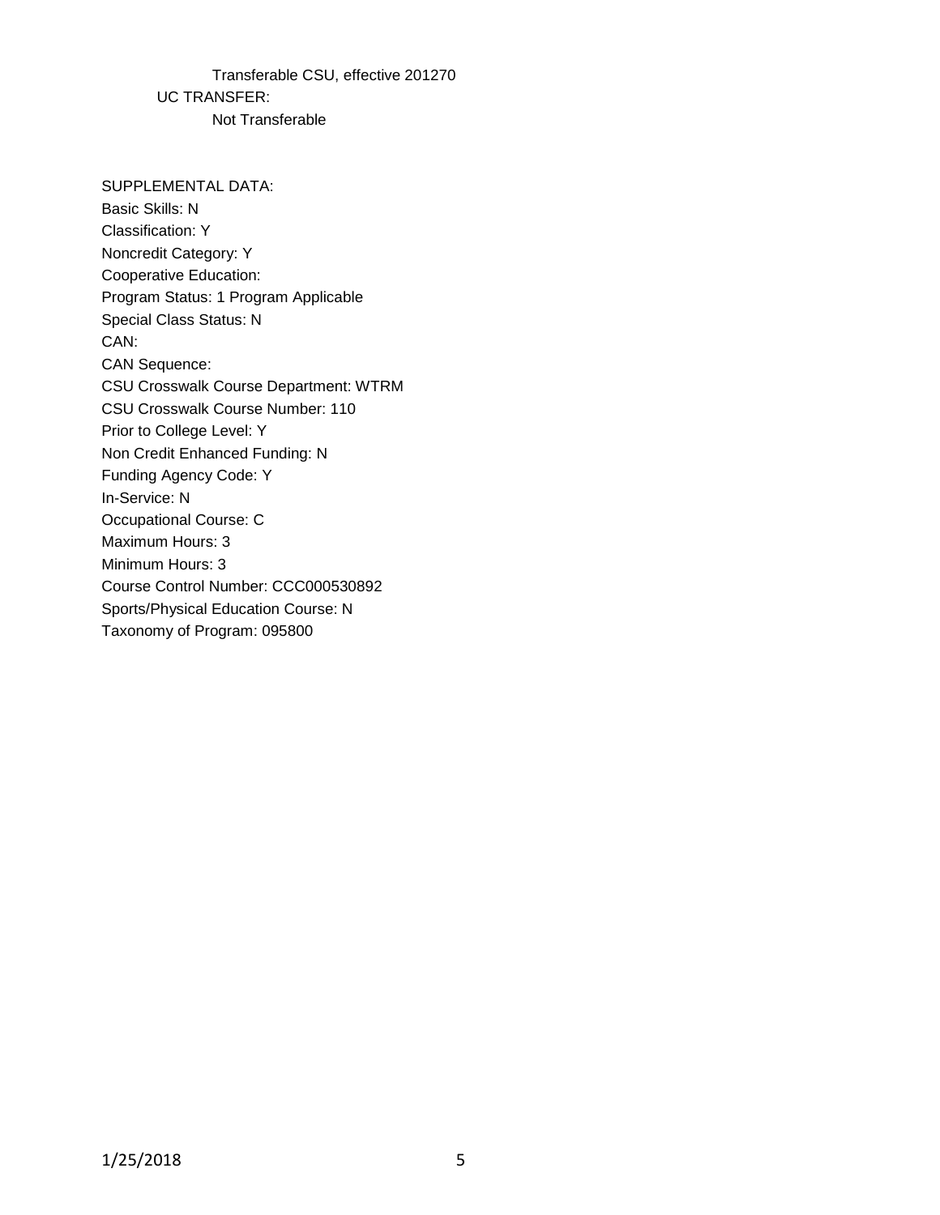Transferable CSU, effective 201270

UC TRANSFER:

Not Transferable

SUPPLEMENTAL DATA:
Basic Skills: N
Classification: Y
Noncredit Category: Y
Cooperative Education:
Program Status: 1 Program Applicable
Special Class Status: N
CAN:
CAN Sequence:
CSU Crosswalk Course Department: WTRM
CSU Crosswalk Course Number: 110
Prior to College Level: Y
Non Credit Enhanced Funding: N
Funding Agency Code: Y
In-Service: N
Occupational Course: C
Maximum Hours: 3
Minimum Hours: 3
Course Control Number: CCC000530892
Sports/Physical Education Course: N
Taxonomy of Program: 095800